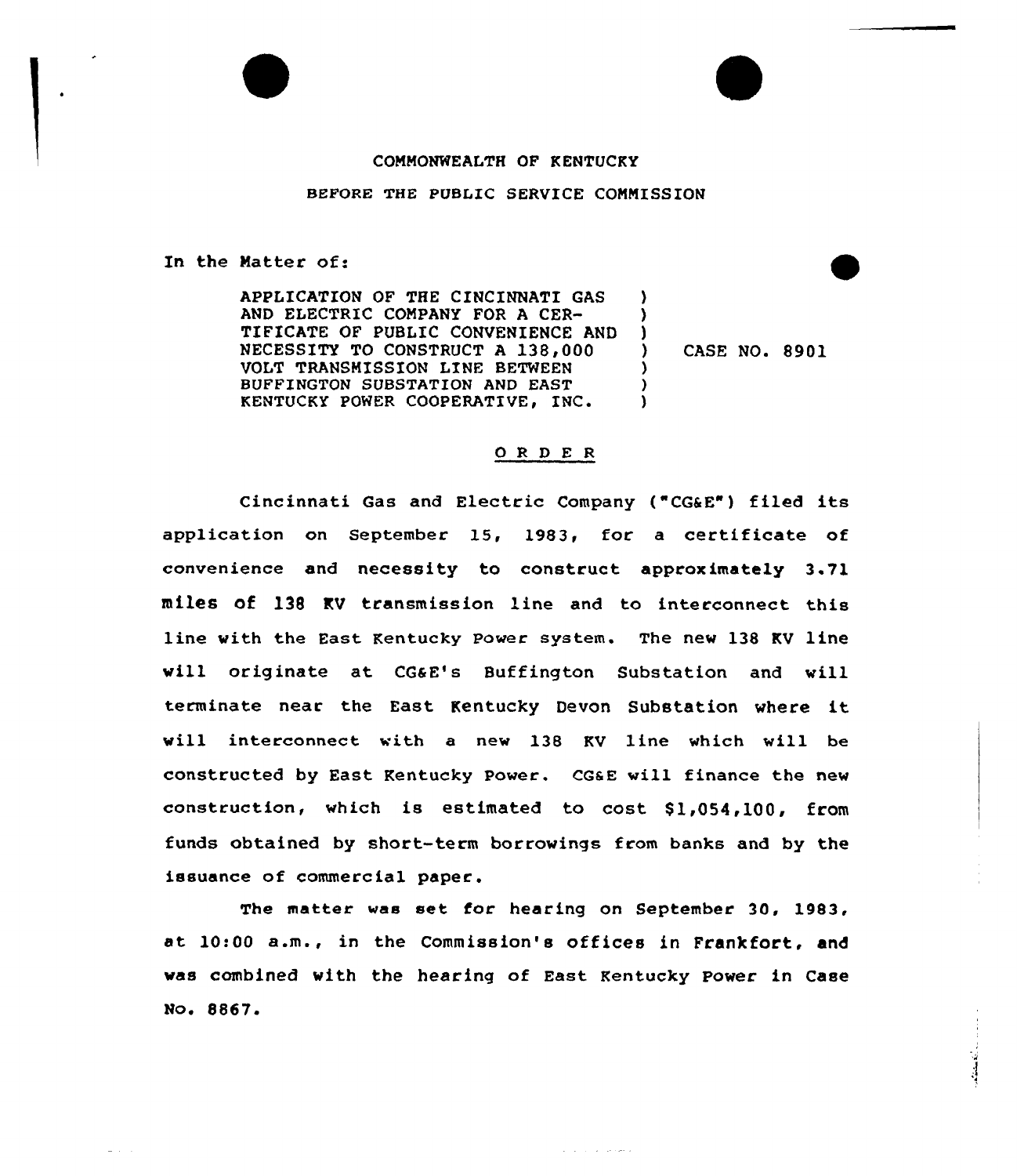COMMONWEALTH OF KENTUCKY

BEFORE THE PUBLIC SERVICE COMMISSION

In the Matter of:

APPLICATION OF THE CINCINNATI GAS AND ELECTRIC COMPANY FOR A CERTIFICATE OF PUBLIC CONVENIENCE AND NECESSITY TO CONSTRUCT A 138,000 VOLT TRANSMISSION LINE BETWEEN BUFFINGTON SUBSTATION AND EAST KENTUCKY POWER COOPERATIVE, INC. ) CASE NO. 8901

## O R D E R

Cincinnati Gas and Electric Company ("CG&E") filed its application on September 15, 1983, for a certificate of convenience and necessity to construct approximately 3.71 miles of 138 KV transmission line and to interconnect this line with the East Kentucky Power system. The new 138 KV line will originate at CG&E's Buffington Substation and will terminate near the East Kentucky Devon Substation where it will interconnect with a new 138 KV line which will be constructed by East Kentucky Power. CG&E will finance the new construction, which is estimated to cost $1,054,100, from funds obtained by short-term borrowings from banks and by the issuance of commercial paper.

The matter was set for hearing on September 30, 1983, at 10:00 a.m., in the Commission's offices in Frankfort, and was combined with the hearing of East Kentucky Power in Case No. 8867.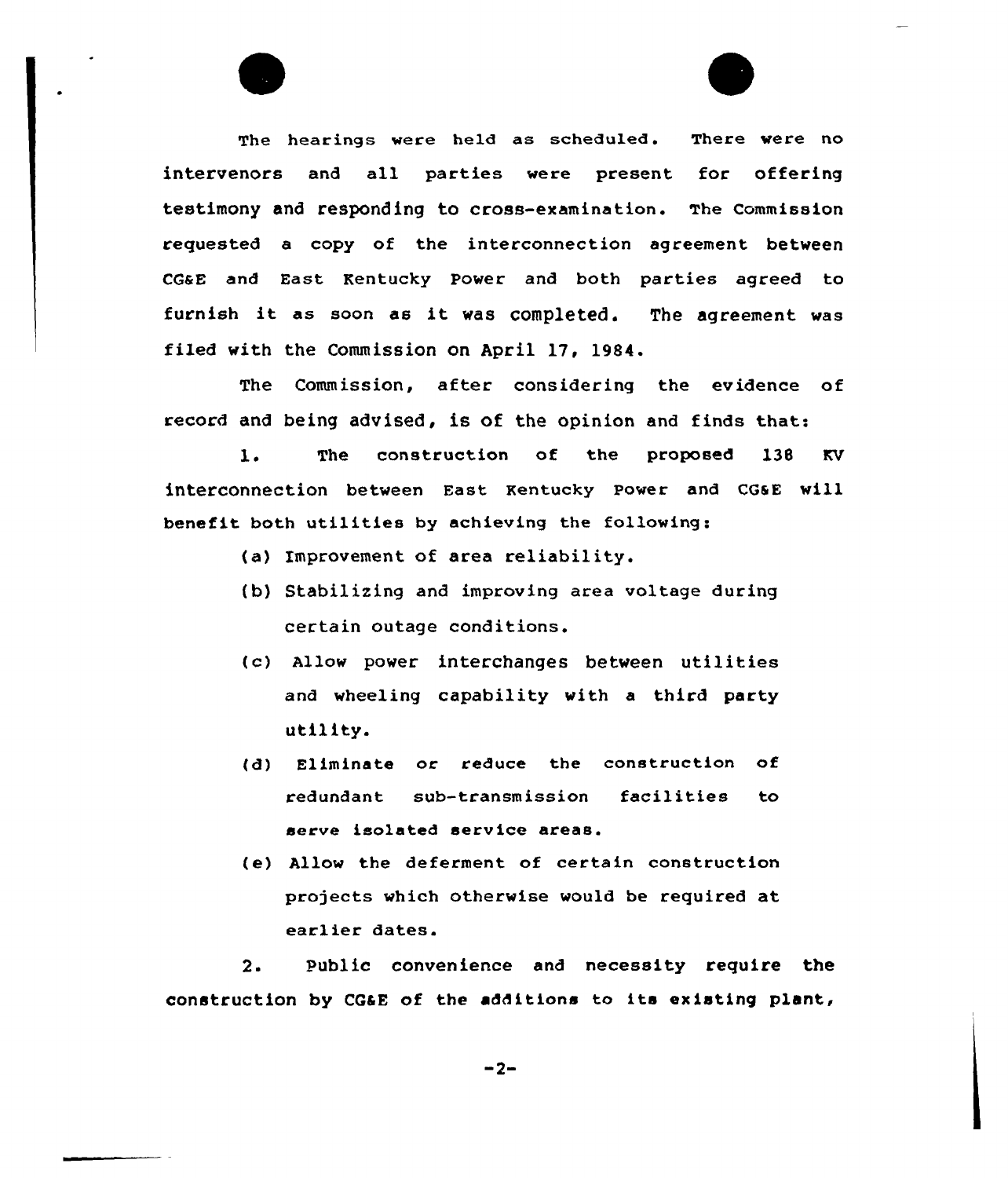The hearings were held as scheduled. There were no intervenors and all parties were present for offering testimony and responding to cross-examination. The Commission requested a copy of the interconnection agreement between CG&E and East Kentucky Power and both parties agreed to furnish it as soon as it was completed. The agreement was filed with the Commission on April 17, 1984.

The Commission, after considering the evidence of record and being advised, is of the opinion and finds that:

1. The construction of the proposed 138 KV interconnection between East Kentucky Power and CG&E will benefit both utilities by achieving the following:

   (a) Improvement of area reliability.

   (b) Stabilizing and improving area voltage during certain outage conditions.

   (c) Allow power interchanges between utilities and wheeling capability with a third party utility.

   (d) Eliminate or reduce the construction of redundant sub-transmission facilities to serve isolated service areas.

   (e) Allow the deferment of certain construction projects which otherwise would be required at earlier dates.

2. Public convenience and necessity require the construction by CG&E of the additions to its existing plant,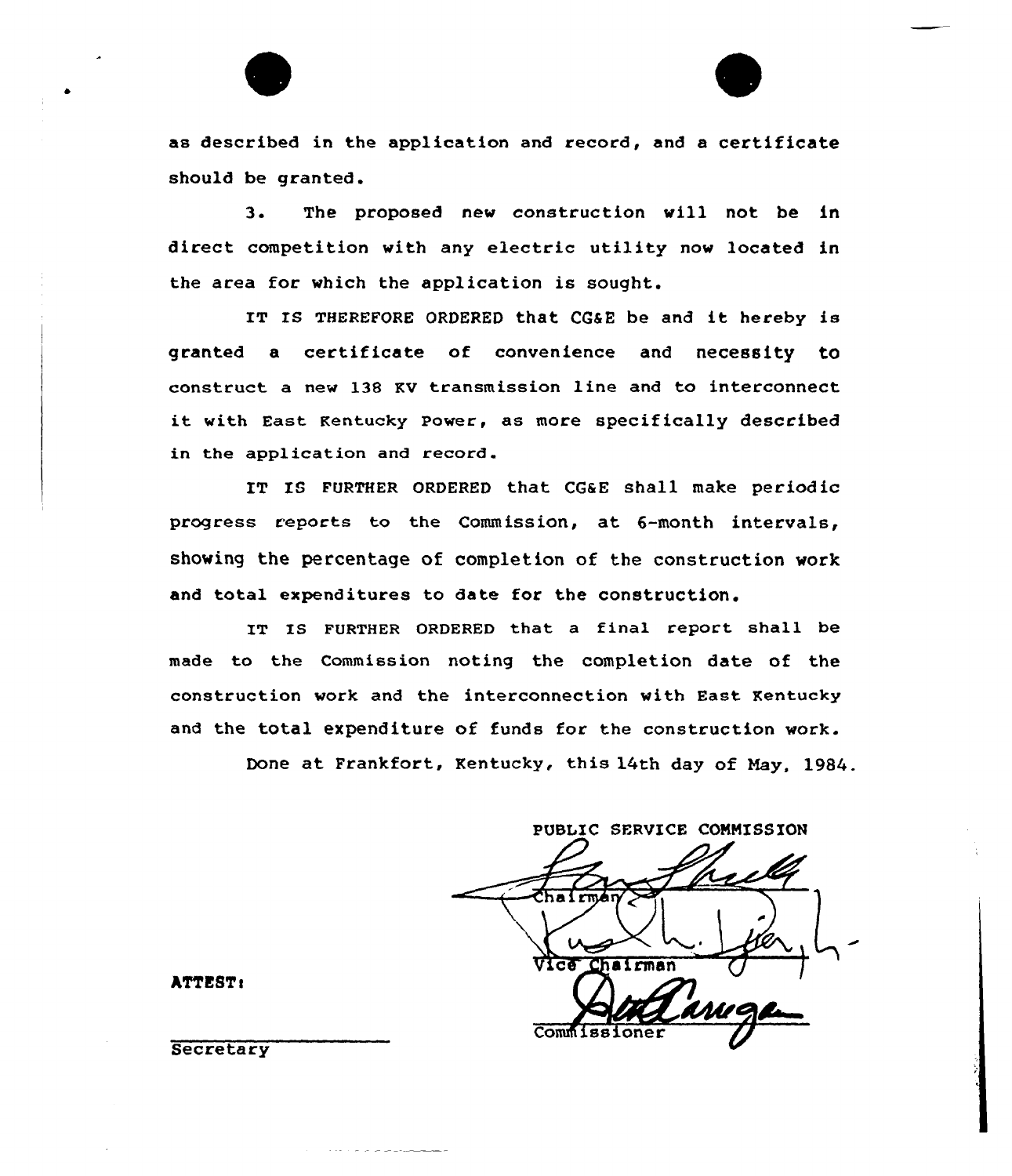as described in the application and record, and a certificate should be granted.

3. The proposed new construction will not be in direct competition with any electric utility now located in the area for which the application is sought.

IT IS THEREFORE ORDERED that CG&E be and it hereby is granted a certificate of convenience and necessity to construct a new 138 KV transmission line and to interconnect it with East Kentucky Power, as more specifically described in the application and record.

IT IS FURTHER ORDERED that CG&E shall make periodic progress reports to the Commission, at 6-month intervals, showing the percentage of completion of the construction work and total expenditures to date for the construction.

IT IS FURTHER ORDERED that a final report shall be made to the Commission noting the completion date of the construction work and the interconnection with East Kentucky and the total expenditure of funds for the construction work.

Done at Frankfort, Kentucky, this 14th day of May, 1984.

PUBLIC SERVICE COMMISSION

Chairman

Vice Chairman

Commissioner

ATTEST:

Secretary